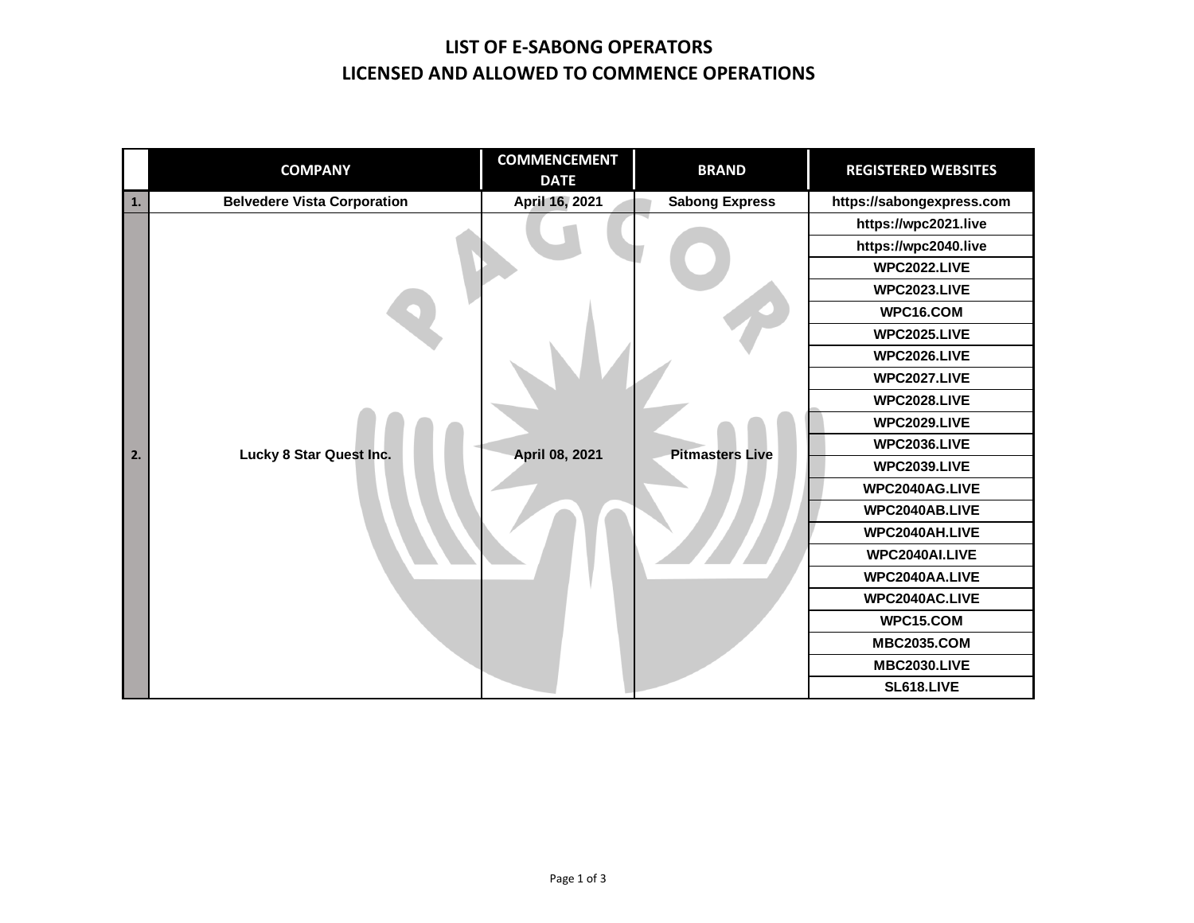# LIST OF E-SABONG OPERATORS
# LICENSED AND ALLOWED TO COMMENCE OPERATIONS

| | COMPANY | COMMENCEMENT DATE | BRAND | REGISTERED WEBSITES |
|---|---|---|---|---|
| 1. | Belvedere Vista Corporation | April 16, 2021 | Sabong Express | https://sabongexpress.com |
| 2. | Lucky 8 Star Quest Inc. | April 08, 2021 | Pitmasters Live | https://wpc2021.live |
| | | | | https://wpc2040.live |
| | | | | WPC2022.LIVE |
| | | | | WPC2023.LIVE |
| | | | | WPC16.COM |
| | | | | WPC2025.LIVE |
| | | | | WPC2026.LIVE |
| | | | | WPC2027.LIVE |
| | | | | WPC2028.LIVE |
| | | | | WPC2029.LIVE |
| | | | | WPC2036.LIVE |
| | | | | WPC2039.LIVE |
| | | | | WPC2040AG.LIVE |
| | | | | WPC2040AB.LIVE |
| | | | | WPC2040AH.LIVE |
| | | | | WPC2040AI.LIVE |
| | | | | WPC2040AA.LIVE |
| | | | | WPC2040AC.LIVE |
| | | | | WPC15.COM |
| | | | | MBC2035.COM |
| | | | | MBC2030.LIVE |
| | | | | SL618.LIVE |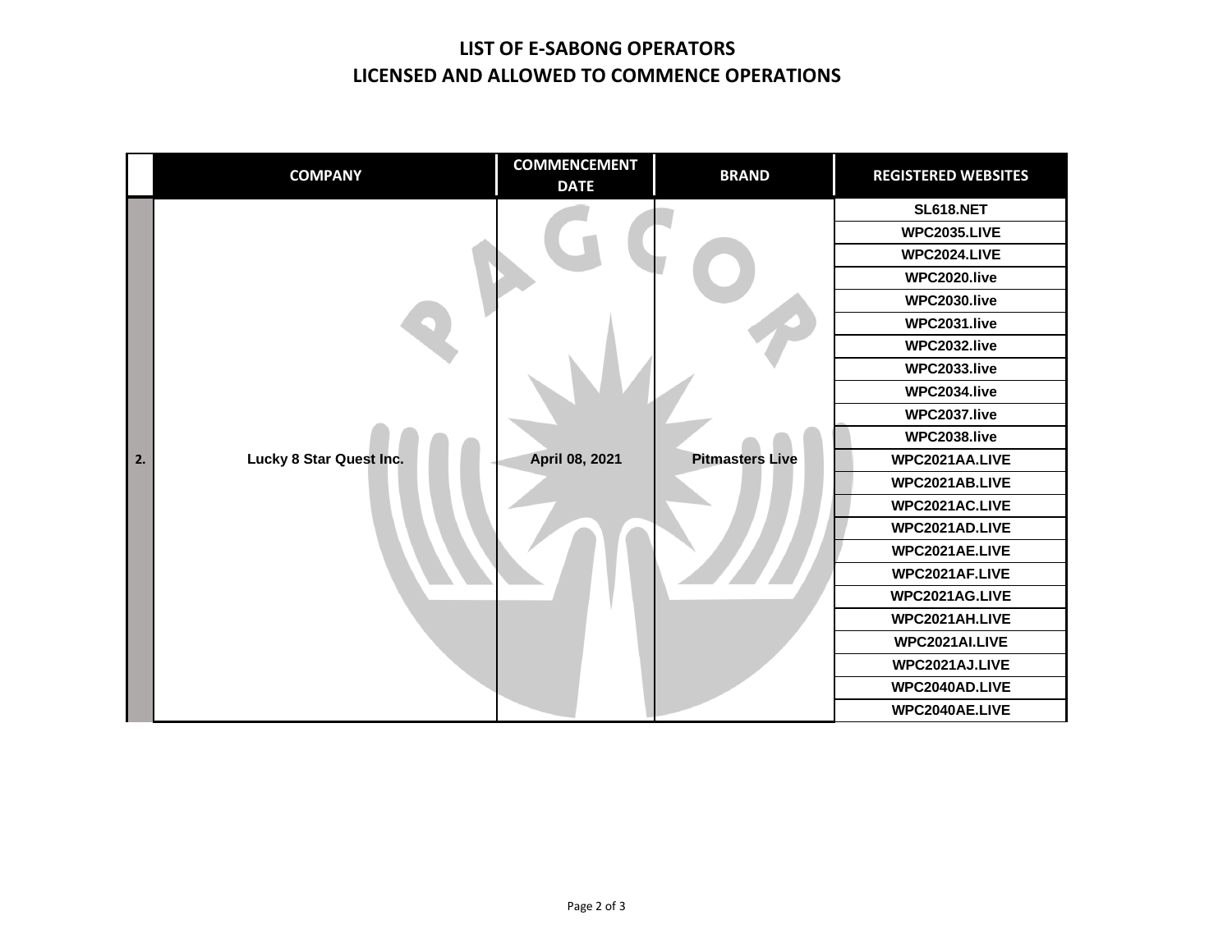# LIST OF E-SABONG OPERATORS
# LICENSED AND ALLOWED TO COMMENCE OPERATIONS

| | COMPANY | COMMENCEMENT DATE | BRAND | REGISTERED WEBSITES |
|---|---|---|---|---|
| 2. | Lucky 8 Star Quest Inc. | April 08, 2021 | Pitmasters Live | SL618.NET |
| | | | | WPC2035.LIVE |
| | | | | WPC2024.LIVE |
| | | | | WPC2020.live |
| | | | | WPC2030.live |
| | | | | WPC2031.live |
| | | | | WPC2032.live |
| | | | | WPC2033.live |
| | | | | WPC2034.live |
| | | | | WPC2037.live |
| | | | | WPC2038.live |
| | | | | WPC2021AA.LIVE |
| | | | | WPC2021AB.LIVE |
| | | | | WPC2021AC.LIVE |
| | | | | WPC2021AD.LIVE |
| | | | | WPC2021AE.LIVE |
| | | | | WPC2021AF.LIVE |
| | | | | WPC2021AG.LIVE |
| | | | | WPC2021AH.LIVE |
| | | | | WPC2021AI.LIVE |
| | | | | WPC2021AJ.LIVE |
| | | | | WPC2040AD.LIVE |
| | | | | WPC2040AE.LIVE |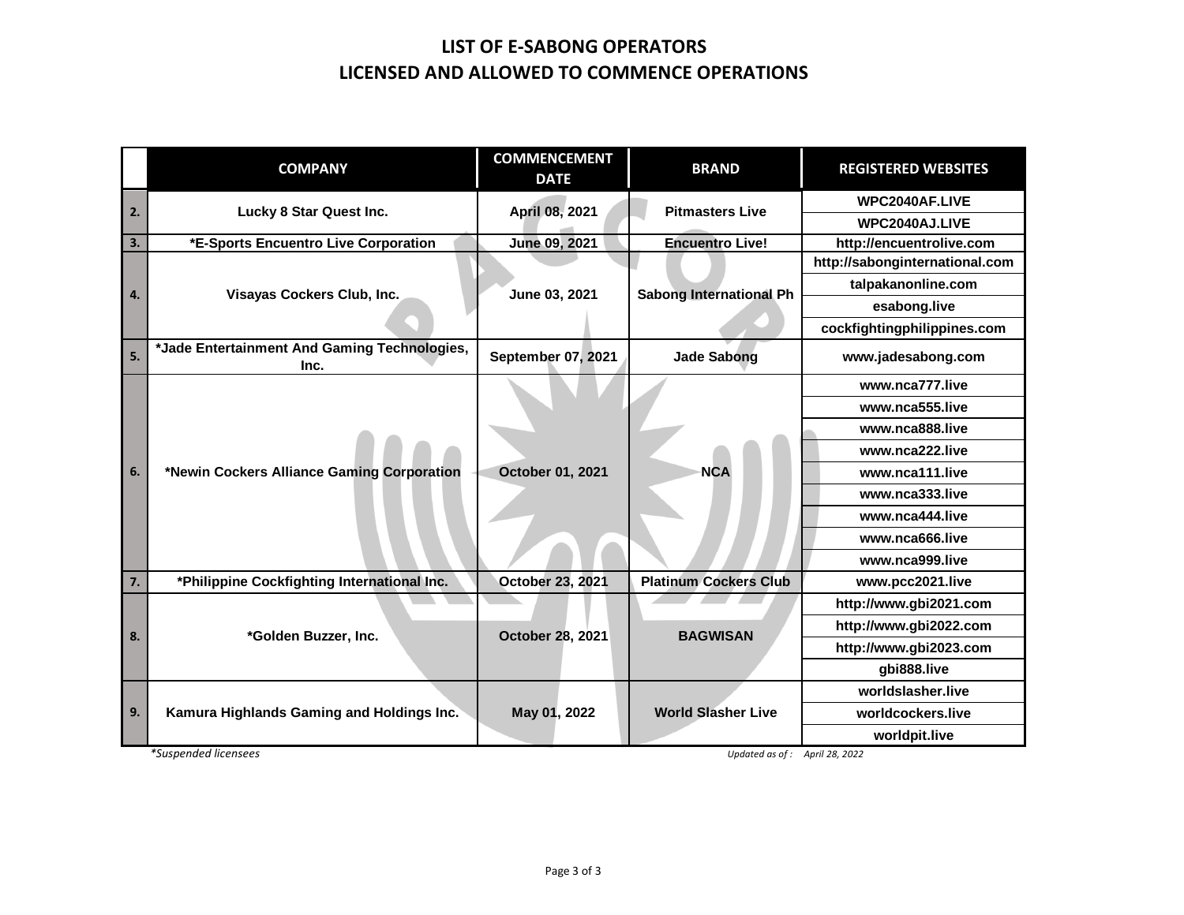# LIST OF E-SABONG OPERATORS
# LICENSED AND ALLOWED TO COMMENCE OPERATIONS

| | COMPANY | COMMENCEMENT DATE | BRAND | REGISTERED WEBSITES |
|---|---|---|---|---|
| 2. | Lucky 8 Star Quest Inc. | April 08, 2021 | Pitmasters Live | WPC2040AF.LIVE |
| | | | | WPC2040AJ.LIVE |
| 3. | *E-Sports Encuentro Live Corporation | June 09, 2021 | Encuentro Live! | http://encuentrolive.com |
| 4. | Visayas Cockers Club, Inc. | June 03, 2021 | Sabong International Ph | http://sabonginternational.com |
| | | | | talpakanonline.com |
| | | | | esabong.live |
| | | | | cockfightingphilippines.com |
| 5. | *Jade Entertainment And Gaming Technologies, Inc. | September 07, 2021 | Jade Sabong | www.jadesabong.com |
| 6. | *Newin Cockers Alliance Gaming Corporation | October 01, 2021 | NCA | www.nca777.live |
| | | | | www.nca555.live |
| | | | | www.nca888.live |
| | | | | www.nca222.live |
| | | | | www.nca111.live |
| | | | | www.nca333.live |
| | | | | www.nca444.live |
| | | | | www.nca666.live |
| | | | | www.nca999.live |
| 7. | *Philippine Cockfighting International Inc. | October 23, 2021 | Platinum Cockers Club | www.pcc2021.live |
| 8. | *Golden Buzzer, Inc. | October 28, 2021 | BAGWISAN | http://www.gbi2021.com |
| | | | | http://www.gbi2022.com |
| | | | | http://www.gbi2023.com |
| | | | | gbi888.live |
| 9. | Kamura Highlands Gaming and Holdings Inc. | May 01, 2022 | World Slasher Live | worldslasher.live |
| | | | | worldcockers.live |
| | | | | worldpit.live |

*\*Suspended licensees*

*Updated as of :* *April 28, 2022*